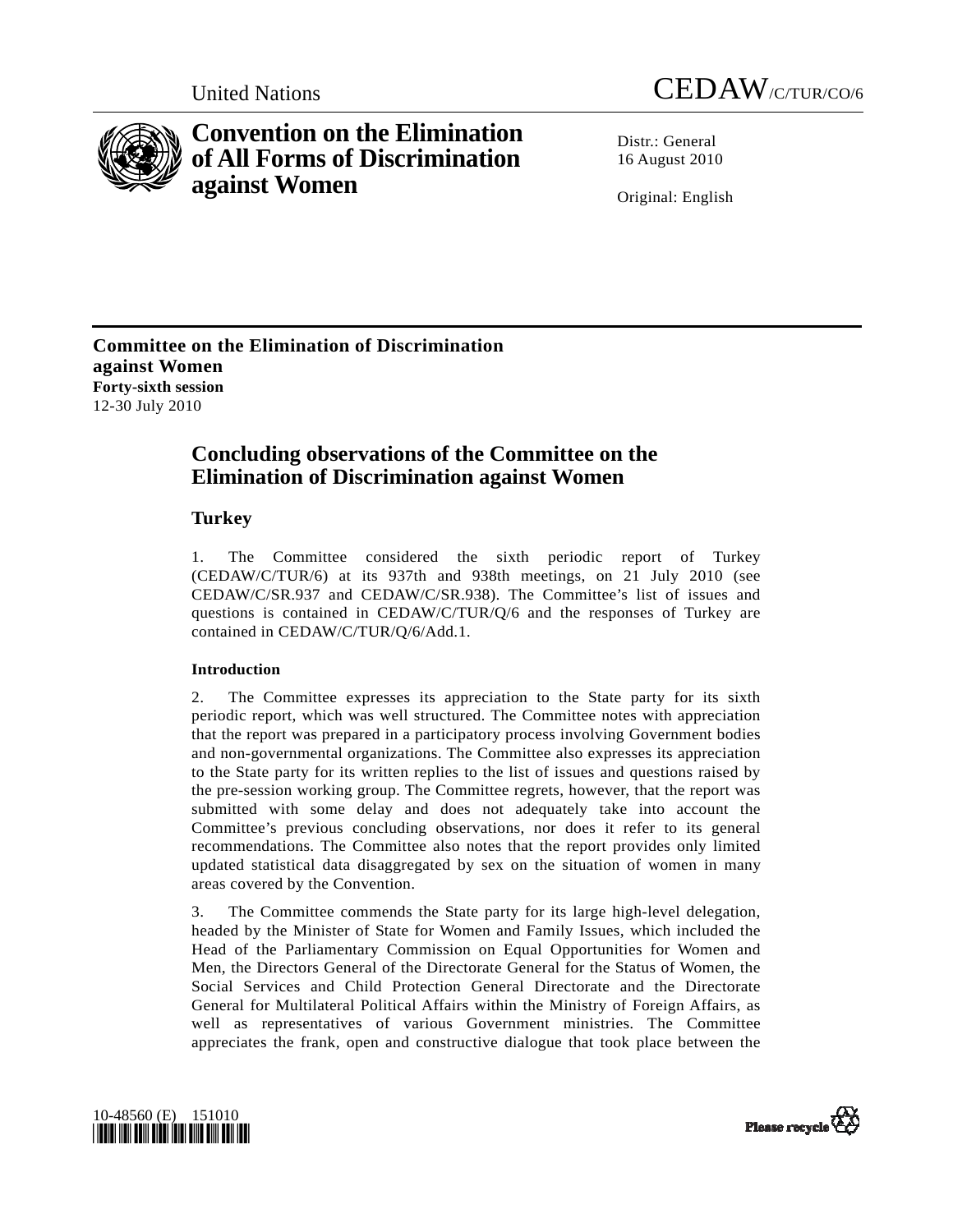United Nations CEDAW/C/TUR/CO/6

# Convention on the Elimination of All Forms of Discrimination against Women

Distr.: General
16 August 2010

Original: English

**Committee on the Elimination of Discrimination against Women**
**Forty-sixth session**
12-30 July 2010

## Concluding observations of the Committee on the Elimination of Discrimination against Women

### Turkey

1. The Committee considered the sixth periodic report of Turkey (CEDAW/C/TUR/6) at its 937th and 938th meetings, on 21 July 2010 (see CEDAW/C/SR.937 and CEDAW/C/SR.938). The Committee's list of issues and questions is contained in CEDAW/C/TUR/Q/6 and the responses of Turkey are contained in CEDAW/C/TUR/Q/6/Add.1.

**Introduction**

2. The Committee expresses its appreciation to the State party for its sixth periodic report, which was well structured. The Committee notes with appreciation that the report was prepared in a participatory process involving Government bodies and non-governmental organizations. The Committee also expresses its appreciation to the State party for its written replies to the list of issues and questions raised by the pre-session working group. The Committee regrets, however, that the report was submitted with some delay and does not adequately take into account the Committee's previous concluding observations, nor does it refer to its general recommendations. The Committee also notes that the report provides only limited updated statistical data disaggregated by sex on the situation of women in many areas covered by the Convention.

3. The Committee commends the State party for its large high-level delegation, headed by the Minister of State for Women and Family Issues, which included the Head of the Parliamentary Commission on Equal Opportunities for Women and Men, the Directors General of the Directorate General for the Status of Women, the Social Services and Child Protection General Directorate and the Directorate General for Multilateral Political Affairs within the Ministry of Foreign Affairs, as well as representatives of various Government ministries. The Committee appreciates the frank, open and constructive dialogue that took place between the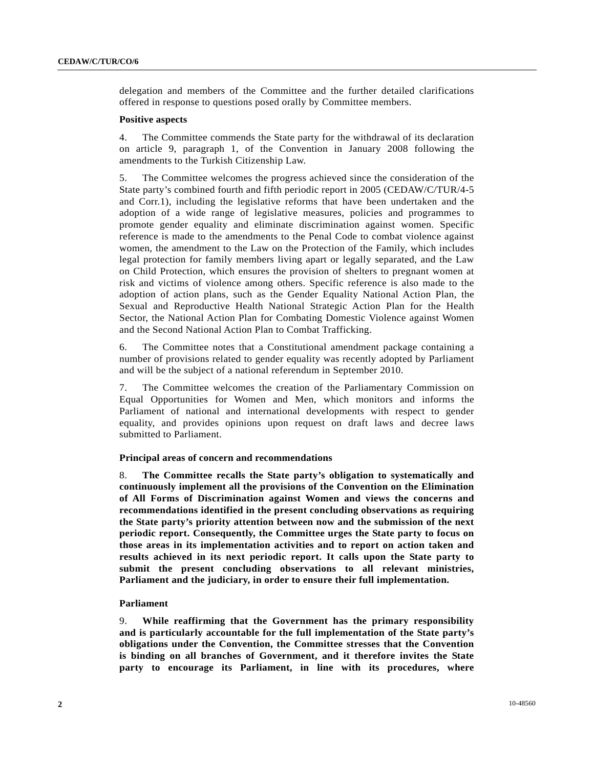delegation and members of the Committee and the further detailed clarifications offered in response to questions posed orally by Committee members.

**Positive aspects**

4. The Committee commends the State party for the withdrawal of its declaration on article 9, paragraph 1, of the Convention in January 2008 following the amendments to the Turkish Citizenship Law.

5. The Committee welcomes the progress achieved since the consideration of the State party's combined fourth and fifth periodic report in 2005 (CEDAW/C/TUR/4-5 and Corr.1), including the legislative reforms that have been undertaken and the adoption of a wide range of legislative measures, policies and programmes to promote gender equality and eliminate discrimination against women. Specific reference is made to the amendments to the Penal Code to combat violence against women, the amendment to the Law on the Protection of the Family, which includes legal protection for family members living apart or legally separated, and the Law on Child Protection, which ensures the provision of shelters to pregnant women at risk and victims of violence among others. Specific reference is also made to the adoption of action plans, such as the Gender Equality National Action Plan, the Sexual and Reproductive Health National Strategic Action Plan for the Health Sector, the National Action Plan for Combating Domestic Violence against Women and the Second National Action Plan to Combat Trafficking.

6. The Committee notes that a Constitutional amendment package containing a number of provisions related to gender equality was recently adopted by Parliament and will be the subject of a national referendum in September 2010.

7. The Committee welcomes the creation of the Parliamentary Commission on Equal Opportunities for Women and Men, which monitors and informs the Parliament of national and international developments with respect to gender equality, and provides opinions upon request on draft laws and decree laws submitted to Parliament.

**Principal areas of concern and recommendations**

8. **The Committee recalls the State party's obligation to systematically and continuously implement all the provisions of the Convention on the Elimination of All Forms of Discrimination against Women and views the concerns and recommendations identified in the present concluding observations as requiring the State party's priority attention between now and the submission of the next periodic report. Consequently, the Committee urges the State party to focus on those areas in its implementation activities and to report on action taken and results achieved in its next periodic report. It calls upon the State party to submit the present concluding observations to all relevant ministries, Parliament and the judiciary, in order to ensure their full implementation.**

**Parliament**

9. **While reaffirming that the Government has the primary responsibility and is particularly accountable for the full implementation of the State party's obligations under the Convention, the Committee stresses that the Convention is binding on all branches of Government, and it therefore invites the State party to encourage its Parliament, in line with its procedures, where**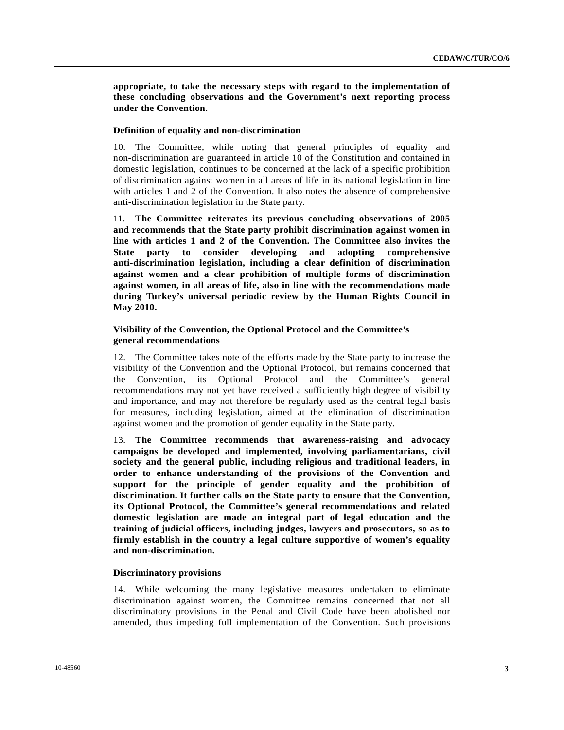**appropriate, to take the necessary steps with regard to the implementation of these concluding observations and the Government's next reporting process under the Convention.**

### Definition of equality and non-discrimination

10. The Committee, while noting that general principles of equality and non-discrimination are guaranteed in article 10 of the Constitution and contained in domestic legislation, continues to be concerned at the lack of a specific prohibition of discrimination against women in all areas of life in its national legislation in line with articles 1 and 2 of the Convention. It also notes the absence of comprehensive anti-discrimination legislation in the State party.

11. **The Committee reiterates its previous concluding observations of 2005 and recommends that the State party prohibit discrimination against women in line with articles 1 and 2 of the Convention. The Committee also invites the State party to consider developing and adopting comprehensive anti-discrimination legislation, including a clear definition of discrimination against women and a clear prohibition of multiple forms of discrimination against women, in all areas of life, also in line with the recommendations made during Turkey's universal periodic review by the Human Rights Council in May 2010.**

### Visibility of the Convention, the Optional Protocol and the Committee's general recommendations

12. The Committee takes note of the efforts made by the State party to increase the visibility of the Convention and the Optional Protocol, but remains concerned that the Convention, its Optional Protocol and the Committee's general recommendations may not yet have received a sufficiently high degree of visibility and importance, and may not therefore be regularly used as the central legal basis for measures, including legislation, aimed at the elimination of discrimination against women and the promotion of gender equality in the State party.

13. **The Committee recommends that awareness-raising and advocacy campaigns be developed and implemented, involving parliamentarians, civil society and the general public, including religious and traditional leaders, in order to enhance understanding of the provisions of the Convention and support for the principle of gender equality and the prohibition of discrimination. It further calls on the State party to ensure that the Convention, its Optional Protocol, the Committee's general recommendations and related domestic legislation are made an integral part of legal education and the training of judicial officers, including judges, lawyers and prosecutors, so as to firmly establish in the country a legal culture supportive of women's equality and non-discrimination.**

### Discriminatory provisions

14. While welcoming the many legislative measures undertaken to eliminate discrimination against women, the Committee remains concerned that not all discriminatory provisions in the Penal and Civil Code have been abolished nor amended, thus impeding full implementation of the Convention. Such provisions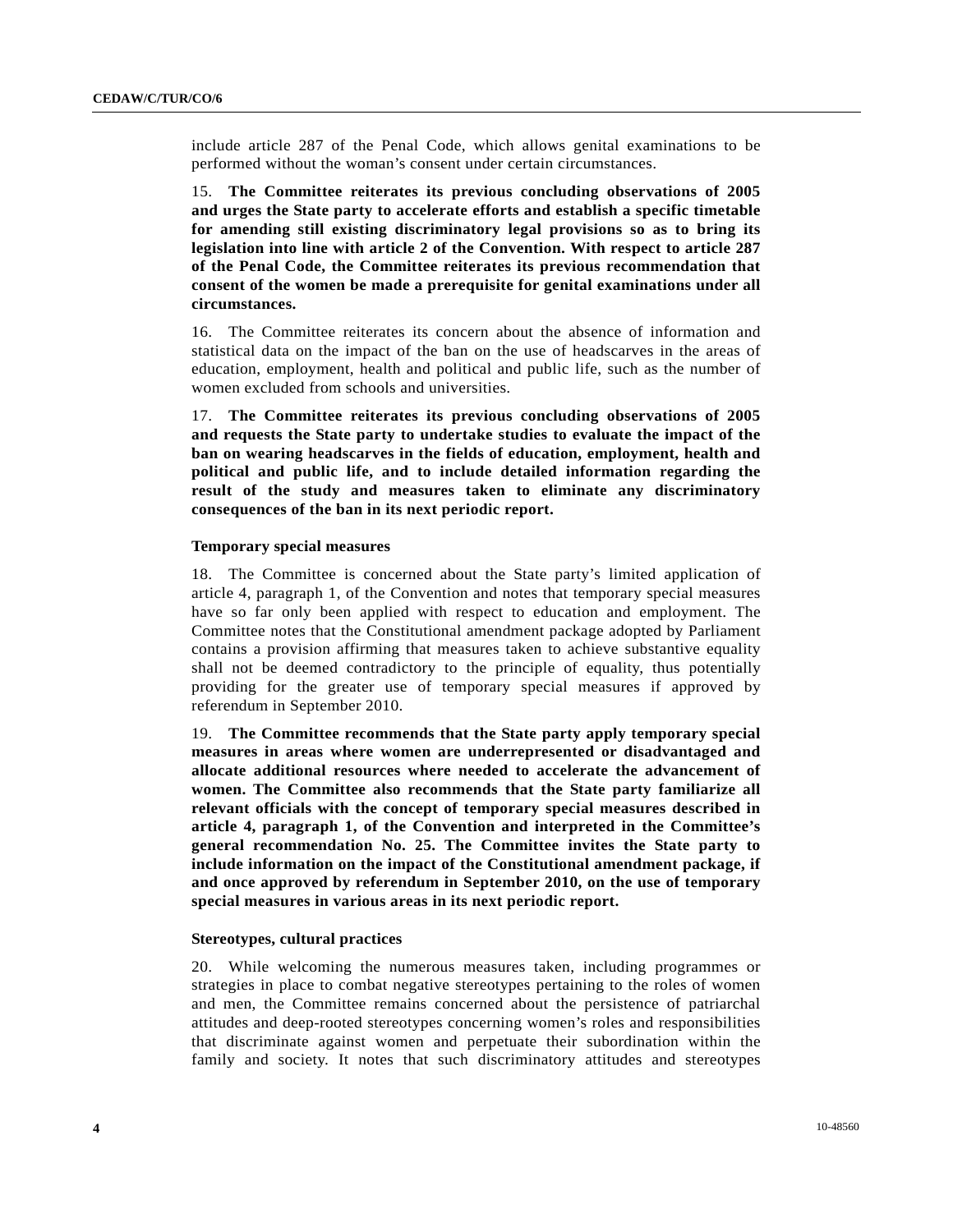include article 287 of the Penal Code, which allows genital examinations to be performed without the woman's consent under certain circumstances.

15. **The Committee reiterates its previous concluding observations of 2005 and urges the State party to accelerate efforts and establish a specific timetable for amending still existing discriminatory legal provisions so as to bring its legislation into line with article 2 of the Convention. With respect to article 287 of the Penal Code, the Committee reiterates its previous recommendation that consent of the women be made a prerequisite for genital examinations under all circumstances.**

16. The Committee reiterates its concern about the absence of information and statistical data on the impact of the ban on the use of headscarves in the areas of education, employment, health and political and public life, such as the number of women excluded from schools and universities.

17. **The Committee reiterates its previous concluding observations of 2005 and requests the State party to undertake studies to evaluate the impact of the ban on wearing headscarves in the fields of education, employment, health and political and public life, and to include detailed information regarding the result of the study and measures taken to eliminate any discriminatory consequences of the ban in its next periodic report.**

### Temporary special measures

18. The Committee is concerned about the State party's limited application of article 4, paragraph 1, of the Convention and notes that temporary special measures have so far only been applied with respect to education and employment. The Committee notes that the Constitutional amendment package adopted by Parliament contains a provision affirming that measures taken to achieve substantive equality shall not be deemed contradictory to the principle of equality, thus potentially providing for the greater use of temporary special measures if approved by referendum in September 2010.

19. **The Committee recommends that the State party apply temporary special measures in areas where women are underrepresented or disadvantaged and allocate additional resources where needed to accelerate the advancement of women. The Committee also recommends that the State party familiarize all relevant officials with the concept of temporary special measures described in article 4, paragraph 1, of the Convention and interpreted in the Committee's general recommendation No. 25. The Committee invites the State party to include information on the impact of the Constitutional amendment package, if and once approved by referendum in September 2010, on the use of temporary special measures in various areas in its next periodic report.**

### Stereotypes, cultural practices

20. While welcoming the numerous measures taken, including programmes or strategies in place to combat negative stereotypes pertaining to the roles of women and men, the Committee remains concerned about the persistence of patriarchal attitudes and deep-rooted stereotypes concerning women's roles and responsibilities that discriminate against women and perpetuate their subordination within the family and society. It notes that such discriminatory attitudes and stereotypes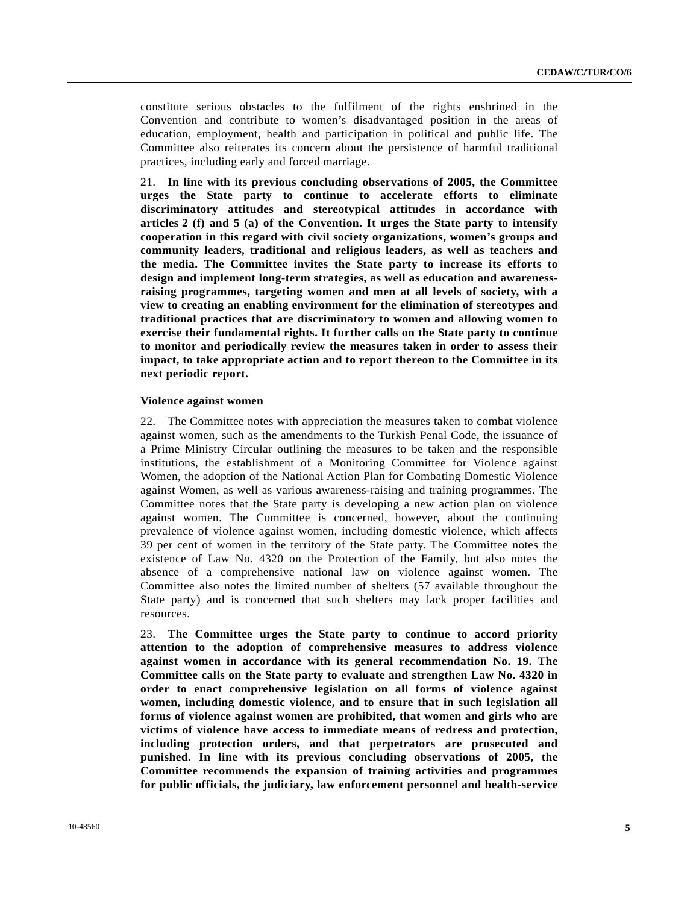constitute serious obstacles to the fulfilment of the rights enshrined in the Convention and contribute to women's disadvantaged position in the areas of education, employment, health and participation in political and public life. The Committee also reiterates its concern about the persistence of harmful traditional practices, including early and forced marriage.

21. **In line with its previous concluding observations of 2005, the Committee urges the State party to continue to accelerate efforts to eliminate discriminatory attitudes and stereotypical attitudes in accordance with articles 2 (f) and 5 (a) of the Convention. It urges the State party to intensify cooperation in this regard with civil society organizations, women's groups and community leaders, traditional and religious leaders, as well as teachers and the media. The Committee invites the State party to increase its efforts to design and implement long-term strategies, as well as education and awareness-raising programmes, targeting women and men at all levels of society, with a view to creating an enabling environment for the elimination of stereotypes and traditional practices that are discriminatory to women and allowing women to exercise their fundamental rights. It further calls on the State party to continue to monitor and periodically review the measures taken in order to assess their impact, to take appropriate action and to report thereon to the Committee in its next periodic report.**

### Violence against women

22. The Committee notes with appreciation the measures taken to combat violence against women, such as the amendments to the Turkish Penal Code, the issuance of a Prime Ministry Circular outlining the measures to be taken and the responsible institutions, the establishment of a Monitoring Committee for Violence against Women, the adoption of the National Action Plan for Combating Domestic Violence against Women, as well as various awareness-raising and training programmes. The Committee notes that the State party is developing a new action plan on violence against women. The Committee is concerned, however, about the continuing prevalence of violence against women, including domestic violence, which affects 39 per cent of women in the territory of the State party. The Committee notes the existence of Law No. 4320 on the Protection of the Family, but also notes the absence of a comprehensive national law on violence against women. The Committee also notes the limited number of shelters (57 available throughout the State party) and is concerned that such shelters may lack proper facilities and resources.

23. **The Committee urges the State party to continue to accord priority attention to the adoption of comprehensive measures to address violence against women in accordance with its general recommendation No. 19. The Committee calls on the State party to evaluate and strengthen Law No. 4320 in order to enact comprehensive legislation on all forms of violence against women, including domestic violence, and to ensure that in such legislation all forms of violence against women are prohibited, that women and girls who are victims of violence have access to immediate means of redress and protection, including protection orders, and that perpetrators are prosecuted and punished. In line with its previous concluding observations of 2005, the Committee recommends the expansion of training activities and programmes for public officials, the judiciary, law enforcement personnel and health-service**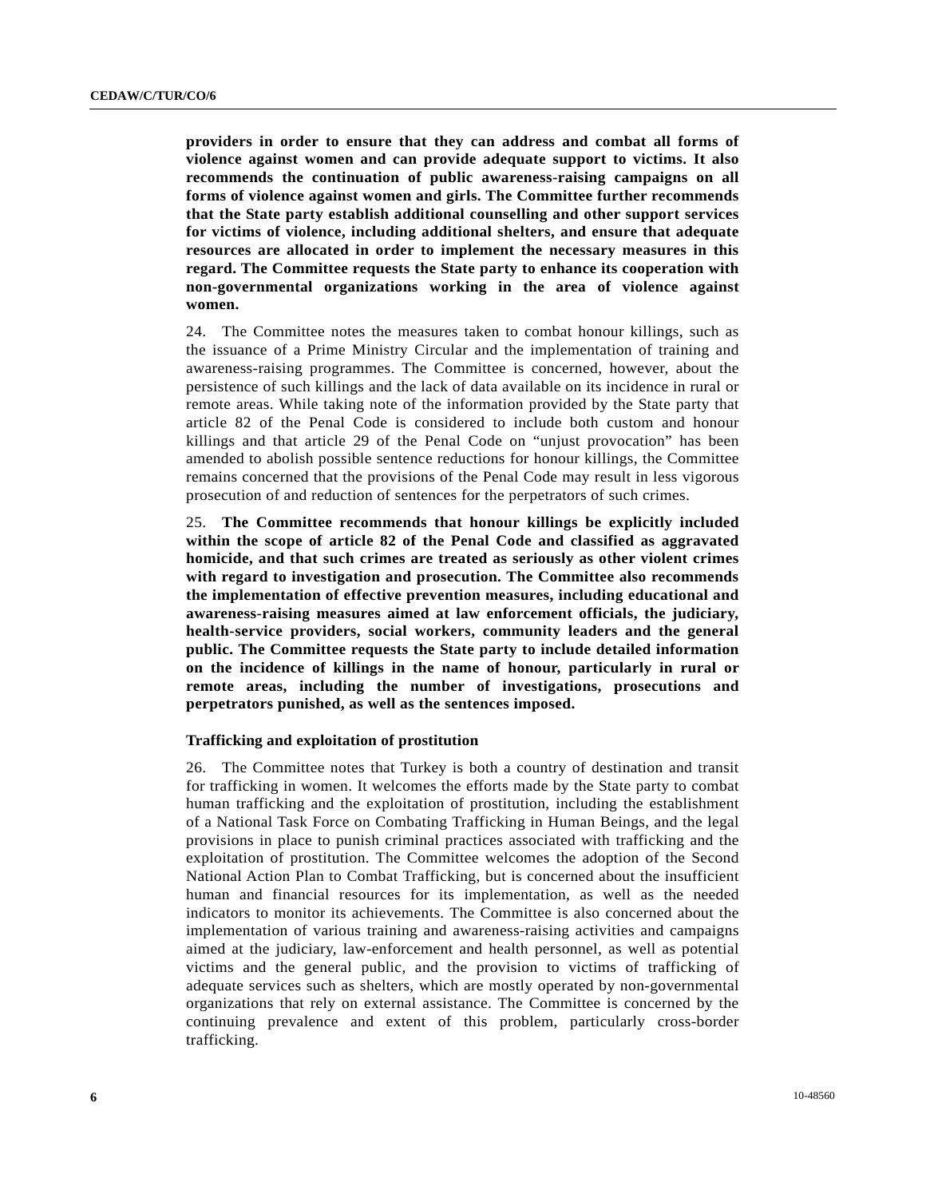**providers in order to ensure that they can address and combat all forms of violence against women and can provide adequate support to victims. It also recommends the continuation of public awareness-raising campaigns on all forms of violence against women and girls. The Committee further recommends that the State party establish additional counselling and other support services for victims of violence, including additional shelters, and ensure that adequate resources are allocated in order to implement the necessary measures in this regard. The Committee requests the State party to enhance its cooperation with non-governmental organizations working in the area of violence against women.**

24. The Committee notes the measures taken to combat honour killings, such as the issuance of a Prime Ministry Circular and the implementation of training and awareness-raising programmes. The Committee is concerned, however, about the persistence of such killings and the lack of data available on its incidence in rural or remote areas. While taking note of the information provided by the State party that article 82 of the Penal Code is considered to include both custom and honour killings and that article 29 of the Penal Code on "unjust provocation" has been amended to abolish possible sentence reductions for honour killings, the Committee remains concerned that the provisions of the Penal Code may result in less vigorous prosecution of and reduction of sentences for the perpetrators of such crimes.

25. **The Committee recommends that honour killings be explicitly included within the scope of article 82 of the Penal Code and classified as aggravated homicide, and that such crimes are treated as seriously as other violent crimes with regard to investigation and prosecution. The Committee also recommends the implementation of effective prevention measures, including educational and awareness-raising measures aimed at law enforcement officials, the judiciary, health-service providers, social workers, community leaders and the general public. The Committee requests the State party to include detailed information on the incidence of killings in the name of honour, particularly in rural or remote areas, including the number of investigations, prosecutions and perpetrators punished, as well as the sentences imposed.**

### Trafficking and exploitation of prostitution

26. The Committee notes that Turkey is both a country of destination and transit for trafficking in women. It welcomes the efforts made by the State party to combat human trafficking and the exploitation of prostitution, including the establishment of a National Task Force on Combating Trafficking in Human Beings, and the legal provisions in place to punish criminal practices associated with trafficking and the exploitation of prostitution. The Committee welcomes the adoption of the Second National Action Plan to Combat Trafficking, but is concerned about the insufficient human and financial resources for its implementation, as well as the needed indicators to monitor its achievements. The Committee is also concerned about the implementation of various training and awareness-raising activities and campaigns aimed at the judiciary, law-enforcement and health personnel, as well as potential victims and the general public, and the provision to victims of trafficking of adequate services such as shelters, which are mostly operated by non-governmental organizations that rely on external assistance. The Committee is concerned by the continuing prevalence and extent of this problem, particularly cross-border trafficking.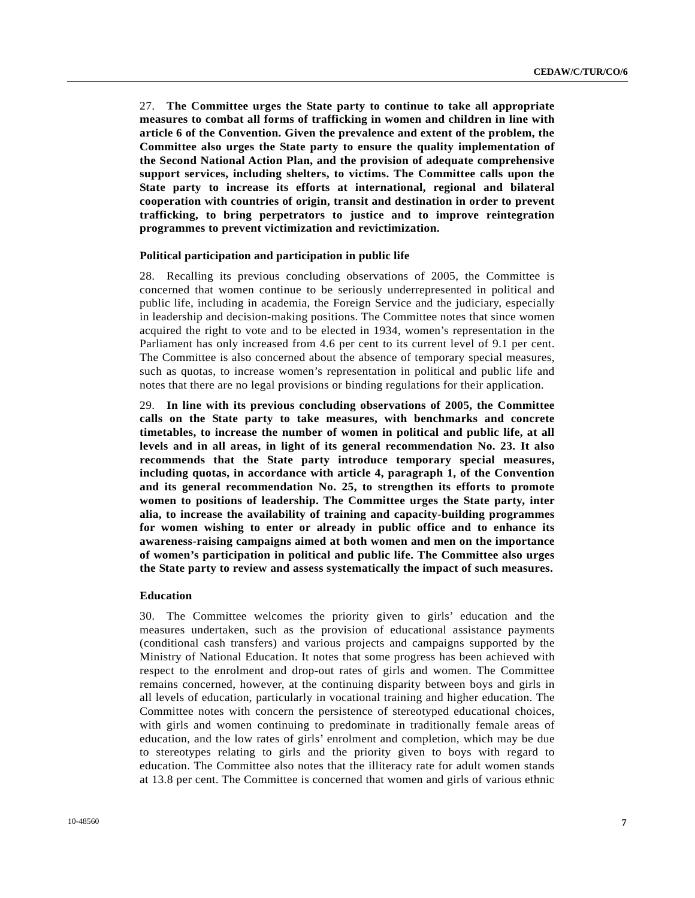27. **The Committee urges the State party to continue to take all appropriate measures to combat all forms of trafficking in women and children in line with article 6 of the Convention. Given the prevalence and extent of the problem, the Committee also urges the State party to ensure the quality implementation of the Second National Action Plan, and the provision of adequate comprehensive support services, including shelters, to victims. The Committee calls upon the State party to increase its efforts at international, regional and bilateral cooperation with countries of origin, transit and destination in order to prevent trafficking, to bring perpetrators to justice and to improve reintegration programmes to prevent victimization and revictimization.**

#### Political participation and participation in public life

28. Recalling its previous concluding observations of 2005, the Committee is concerned that women continue to be seriously underrepresented in political and public life, including in academia, the Foreign Service and the judiciary, especially in leadership and decision-making positions. The Committee notes that since women acquired the right to vote and to be elected in 1934, women's representation in the Parliament has only increased from 4.6 per cent to its current level of 9.1 per cent. The Committee is also concerned about the absence of temporary special measures, such as quotas, to increase women's representation in political and public life and notes that there are no legal provisions or binding regulations for their application.

29. **In line with its previous concluding observations of 2005, the Committee calls on the State party to take measures, with benchmarks and concrete timetables, to increase the number of women in political and public life, at all levels and in all areas, in light of its general recommendation No. 23. It also recommends that the State party introduce temporary special measures, including quotas, in accordance with article 4, paragraph 1, of the Convention and its general recommendation No. 25, to strengthen its efforts to promote women to positions of leadership. The Committee urges the State party, inter alia, to increase the availability of training and capacity-building programmes for women wishing to enter or already in public office and to enhance its awareness-raising campaigns aimed at both women and men on the importance of women's participation in political and public life. The Committee also urges the State party to review and assess systematically the impact of such measures.**

#### Education

30. The Committee welcomes the priority given to girls' education and the measures undertaken, such as the provision of educational assistance payments (conditional cash transfers) and various projects and campaigns supported by the Ministry of National Education. It notes that some progress has been achieved with respect to the enrolment and drop-out rates of girls and women. The Committee remains concerned, however, at the continuing disparity between boys and girls in all levels of education, particularly in vocational training and higher education. The Committee notes with concern the persistence of stereotyped educational choices, with girls and women continuing to predominate in traditionally female areas of education, and the low rates of girls' enrolment and completion, which may be due to stereotypes relating to girls and the priority given to boys with regard to education. The Committee also notes that the illiteracy rate for adult women stands at 13.8 per cent. The Committee is concerned that women and girls of various ethnic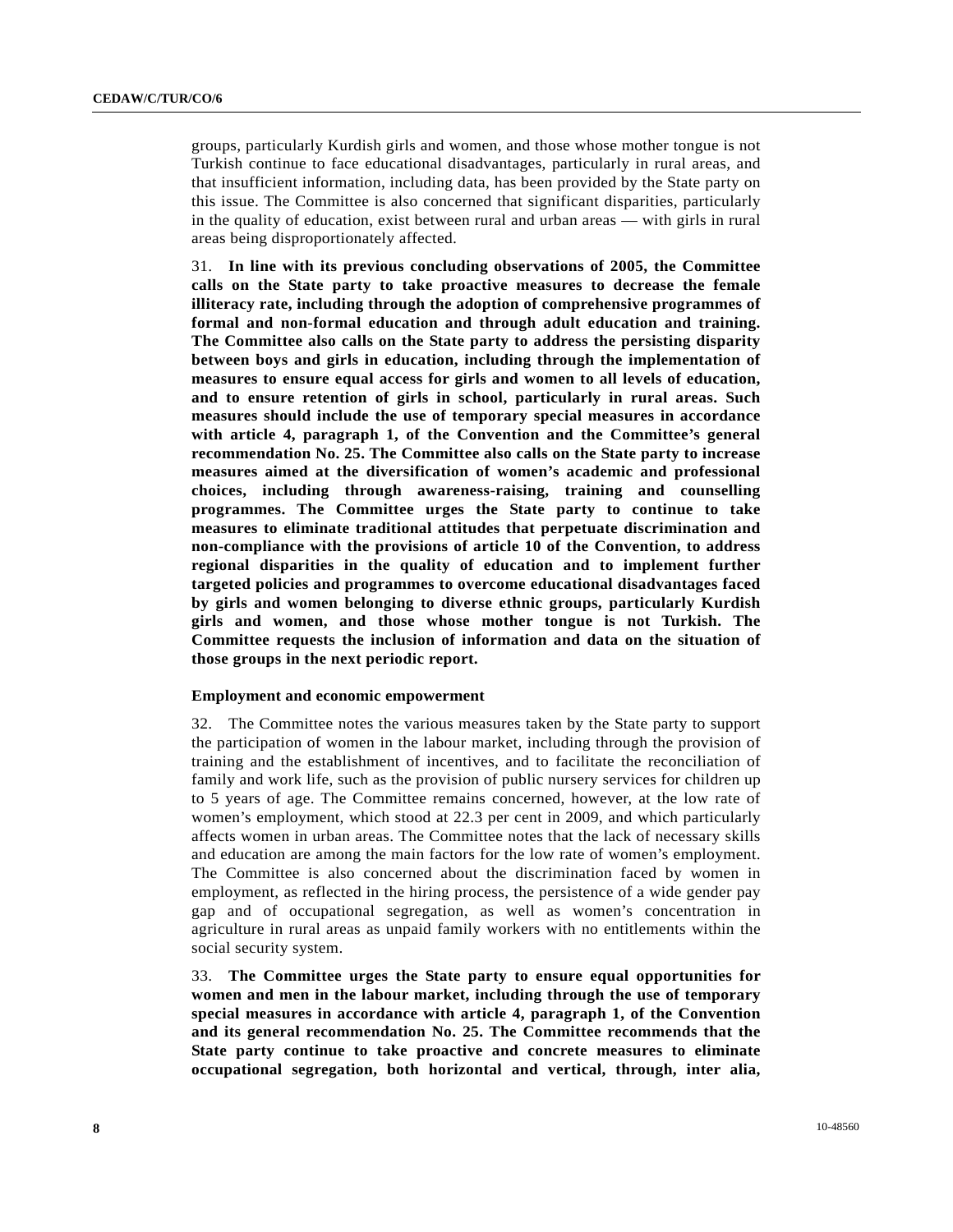groups, particularly Kurdish girls and women, and those whose mother tongue is not Turkish continue to face educational disadvantages, particularly in rural areas, and that insufficient information, including data, has been provided by the State party on this issue. The Committee is also concerned that significant disparities, particularly in the quality of education, exist between rural and urban areas — with girls in rural areas being disproportionately affected.

31. **In line with its previous concluding observations of 2005, the Committee calls on the State party to take proactive measures to decrease the female illiteracy rate, including through the adoption of comprehensive programmes of formal and non-formal education and through adult education and training. The Committee also calls on the State party to address the persisting disparity between boys and girls in education, including through the implementation of measures to ensure equal access for girls and women to all levels of education, and to ensure retention of girls in school, particularly in rural areas. Such measures should include the use of temporary special measures in accordance with article 4, paragraph 1, of the Convention and the Committee's general recommendation No. 25. The Committee also calls on the State party to increase measures aimed at the diversification of women's academic and professional choices, including through awareness-raising, training and counselling programmes. The Committee urges the State party to continue to take measures to eliminate traditional attitudes that perpetuate discrimination and non-compliance with the provisions of article 10 of the Convention, to address regional disparities in the quality of education and to implement further targeted policies and programmes to overcome educational disadvantages faced by girls and women belonging to diverse ethnic groups, particularly Kurdish girls and women, and those whose mother tongue is not Turkish. The Committee requests the inclusion of information and data on the situation of those groups in the next periodic report.**

#### Employment and economic empowerment

32. The Committee notes the various measures taken by the State party to support the participation of women in the labour market, including through the provision of training and the establishment of incentives, and to facilitate the reconciliation of family and work life, such as the provision of public nursery services for children up to 5 years of age. The Committee remains concerned, however, at the low rate of women's employment, which stood at 22.3 per cent in 2009, and which particularly affects women in urban areas. The Committee notes that the lack of necessary skills and education are among the main factors for the low rate of women's employment. The Committee is also concerned about the discrimination faced by women in employment, as reflected in the hiring process, the persistence of a wide gender pay gap and of occupational segregation, as well as women's concentration in agriculture in rural areas as unpaid family workers with no entitlements within the social security system.

33. **The Committee urges the State party to ensure equal opportunities for women and men in the labour market, including through the use of temporary special measures in accordance with article 4, paragraph 1, of the Convention and its general recommendation No. 25. The Committee recommends that the State party continue to take proactive and concrete measures to eliminate occupational segregation, both horizontal and vertical, through, inter alia,**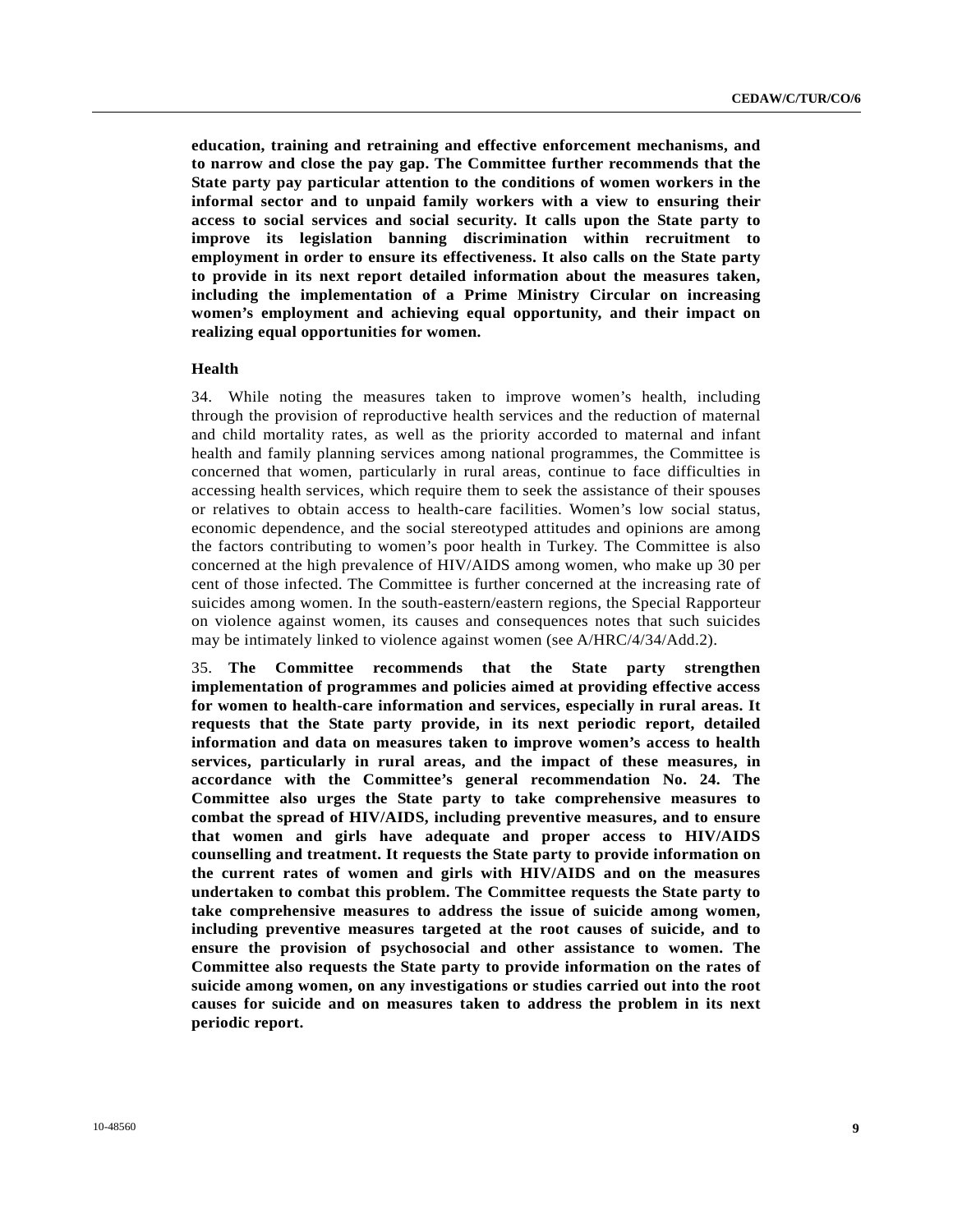**education, training and retraining and effective enforcement mechanisms, and to narrow and close the pay gap. The Committee further recommends that the State party pay particular attention to the conditions of women workers in the informal sector and to unpaid family workers with a view to ensuring their access to social services and social security. It calls upon the State party to improve its legislation banning discrimination within recruitment to employment in order to ensure its effectiveness. It also calls on the State party to provide in its next report detailed information about the measures taken, including the implementation of a Prime Ministry Circular on increasing women's employment and achieving equal opportunity, and their impact on realizing equal opportunities for women.**

### Health

34. While noting the measures taken to improve women's health, including through the provision of reproductive health services and the reduction of maternal and child mortality rates, as well as the priority accorded to maternal and infant health and family planning services among national programmes, the Committee is concerned that women, particularly in rural areas, continue to face difficulties in accessing health services, which require them to seek the assistance of their spouses or relatives to obtain access to health-care facilities. Women's low social status, economic dependence, and the social stereotyped attitudes and opinions are among the factors contributing to women's poor health in Turkey. The Committee is also concerned at the high prevalence of HIV/AIDS among women, who make up 30 per cent of those infected. The Committee is further concerned at the increasing rate of suicides among women. In the south-eastern/eastern regions, the Special Rapporteur on violence against women, its causes and consequences notes that such suicides may be intimately linked to violence against women (see A/HRC/4/34/Add.2).

35. **The Committee recommends that the State party strengthen implementation of programmes and policies aimed at providing effective access for women to health-care information and services, especially in rural areas. It requests that the State party provide, in its next periodic report, detailed information and data on measures taken to improve women's access to health services, particularly in rural areas, and the impact of these measures, in accordance with the Committee's general recommendation No. 24. The Committee also urges the State party to take comprehensive measures to combat the spread of HIV/AIDS, including preventive measures, and to ensure that women and girls have adequate and proper access to HIV/AIDS counselling and treatment. It requests the State party to provide information on the current rates of women and girls with HIV/AIDS and on the measures undertaken to combat this problem. The Committee requests the State party to take comprehensive measures to address the issue of suicide among women, including preventive measures targeted at the root causes of suicide, and to ensure the provision of psychosocial and other assistance to women. The Committee also requests the State party to provide information on the rates of suicide among women, on any investigations or studies carried out into the root causes for suicide and on measures taken to address the problem in its next periodic report.**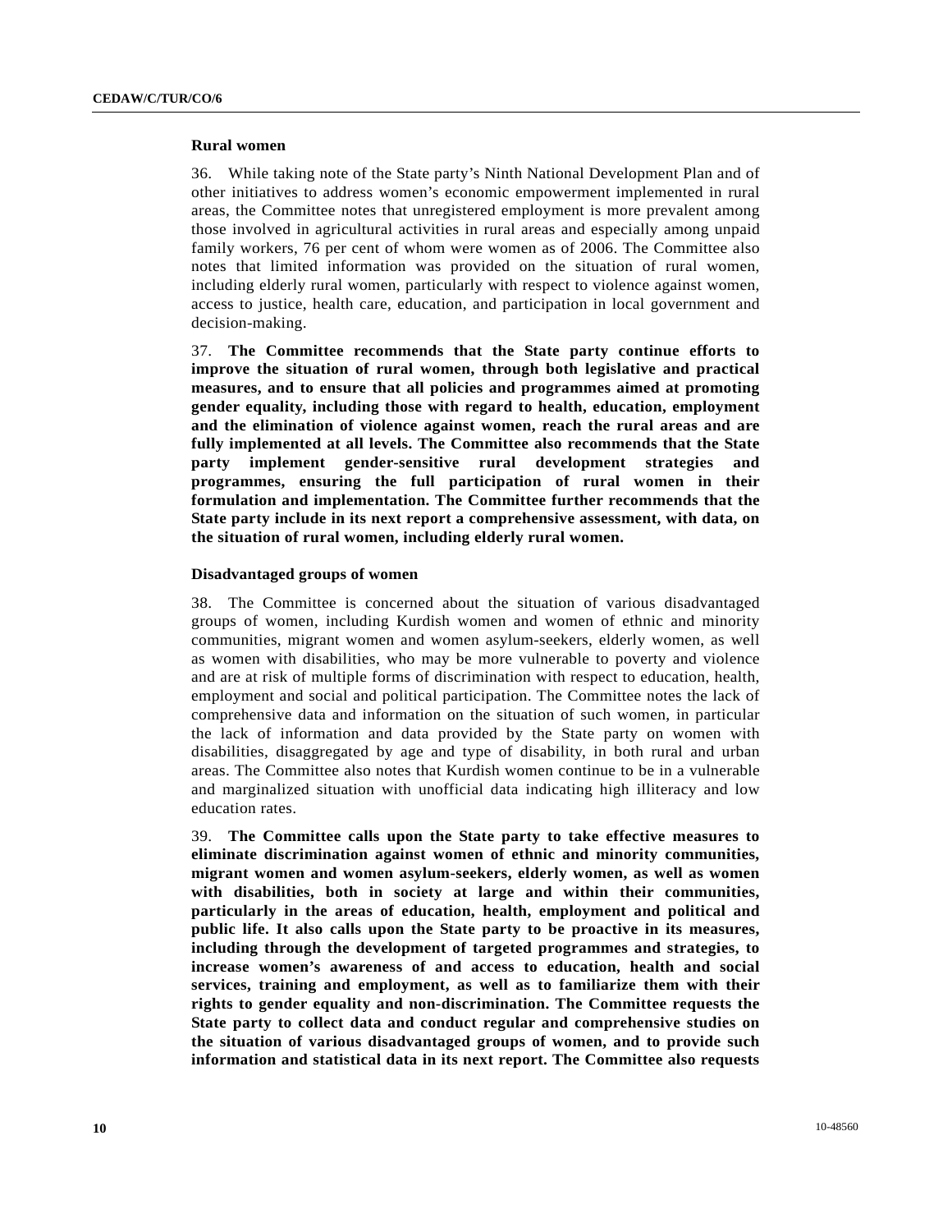### Rural women

36. While taking note of the State party's Ninth National Development Plan and of other initiatives to address women's economic empowerment implemented in rural areas, the Committee notes that unregistered employment is more prevalent among those involved in agricultural activities in rural areas and especially among unpaid family workers, 76 per cent of whom were women as of 2006. The Committee also notes that limited information was provided on the situation of rural women, including elderly rural women, particularly with respect to violence against women, access to justice, health care, education, and participation in local government and decision-making.

37. **The Committee recommends that the State party continue efforts to improve the situation of rural women, through both legislative and practical measures, and to ensure that all policies and programmes aimed at promoting gender equality, including those with regard to health, education, employment and the elimination of violence against women, reach the rural areas and are fully implemented at all levels. The Committee also recommends that the State party implement gender-sensitive rural development strategies and programmes, ensuring the full participation of rural women in their formulation and implementation. The Committee further recommends that the State party include in its next report a comprehensive assessment, with data, on the situation of rural women, including elderly rural women.**

### Disadvantaged groups of women

38. The Committee is concerned about the situation of various disadvantaged groups of women, including Kurdish women and women of ethnic and minority communities, migrant women and women asylum-seekers, elderly women, as well as women with disabilities, who may be more vulnerable to poverty and violence and are at risk of multiple forms of discrimination with respect to education, health, employment and social and political participation. The Committee notes the lack of comprehensive data and information on the situation of such women, in particular the lack of information and data provided by the State party on women with disabilities, disaggregated by age and type of disability, in both rural and urban areas. The Committee also notes that Kurdish women continue to be in a vulnerable and marginalized situation with unofficial data indicating high illiteracy and low education rates.

39. **The Committee calls upon the State party to take effective measures to eliminate discrimination against women of ethnic and minority communities, migrant women and women asylum-seekers, elderly women, as well as women with disabilities, both in society at large and within their communities, particularly in the areas of education, health, employment and political and public life. It also calls upon the State party to be proactive in its measures, including through the development of targeted programmes and strategies, to increase women's awareness of and access to education, health and social services, training and employment, as well as to familiarize them with their rights to gender equality and non-discrimination. The Committee requests the State party to collect data and conduct regular and comprehensive studies on the situation of various disadvantaged groups of women, and to provide such information and statistical data in its next report. The Committee also requests**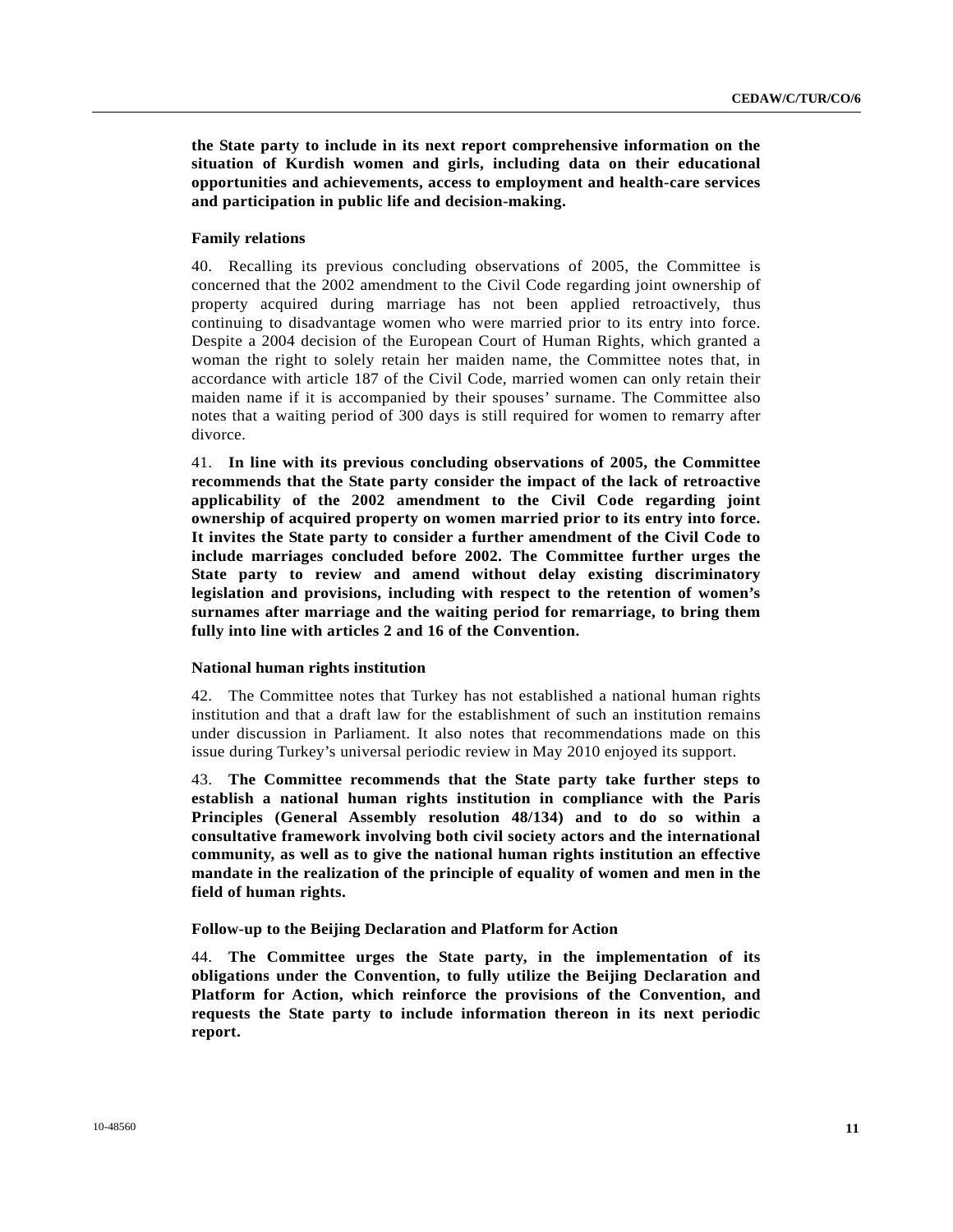**the State party to include in its next report comprehensive information on the situation of Kurdish women and girls, including data on their educational opportunities and achievements, access to employment and health-care services and participation in public life and decision-making.**

### Family relations

40. Recalling its previous concluding observations of 2005, the Committee is concerned that the 2002 amendment to the Civil Code regarding joint ownership of property acquired during marriage has not been applied retroactively, thus continuing to disadvantage women who were married prior to its entry into force. Despite a 2004 decision of the European Court of Human Rights, which granted a woman the right to solely retain her maiden name, the Committee notes that, in accordance with article 187 of the Civil Code, married women can only retain their maiden name if it is accompanied by their spouses' surname. The Committee also notes that a waiting period of 300 days is still required for women to remarry after divorce.

41. **In line with its previous concluding observations of 2005, the Committee recommends that the State party consider the impact of the lack of retroactive applicability of the 2002 amendment to the Civil Code regarding joint ownership of acquired property on women married prior to its entry into force. It invites the State party to consider a further amendment of the Civil Code to include marriages concluded before 2002. The Committee further urges the State party to review and amend without delay existing discriminatory legislation and provisions, including with respect to the retention of women's surnames after marriage and the waiting period for remarriage, to bring them fully into line with articles 2 and 16 of the Convention.**

### National human rights institution

42. The Committee notes that Turkey has not established a national human rights institution and that a draft law for the establishment of such an institution remains under discussion in Parliament. It also notes that recommendations made on this issue during Turkey's universal periodic review in May 2010 enjoyed its support.

43. **The Committee recommends that the State party take further steps to establish a national human rights institution in compliance with the Paris Principles (General Assembly resolution 48/134) and to do so within a consultative framework involving both civil society actors and the international community, as well as to give the national human rights institution an effective mandate in the realization of the principle of equality of women and men in the field of human rights.**

### Follow-up to the Beijing Declaration and Platform for Action

44. **The Committee urges the State party, in the implementation of its obligations under the Convention, to fully utilize the Beijing Declaration and Platform for Action, which reinforce the provisions of the Convention, and requests the State party to include information thereon in its next periodic report.**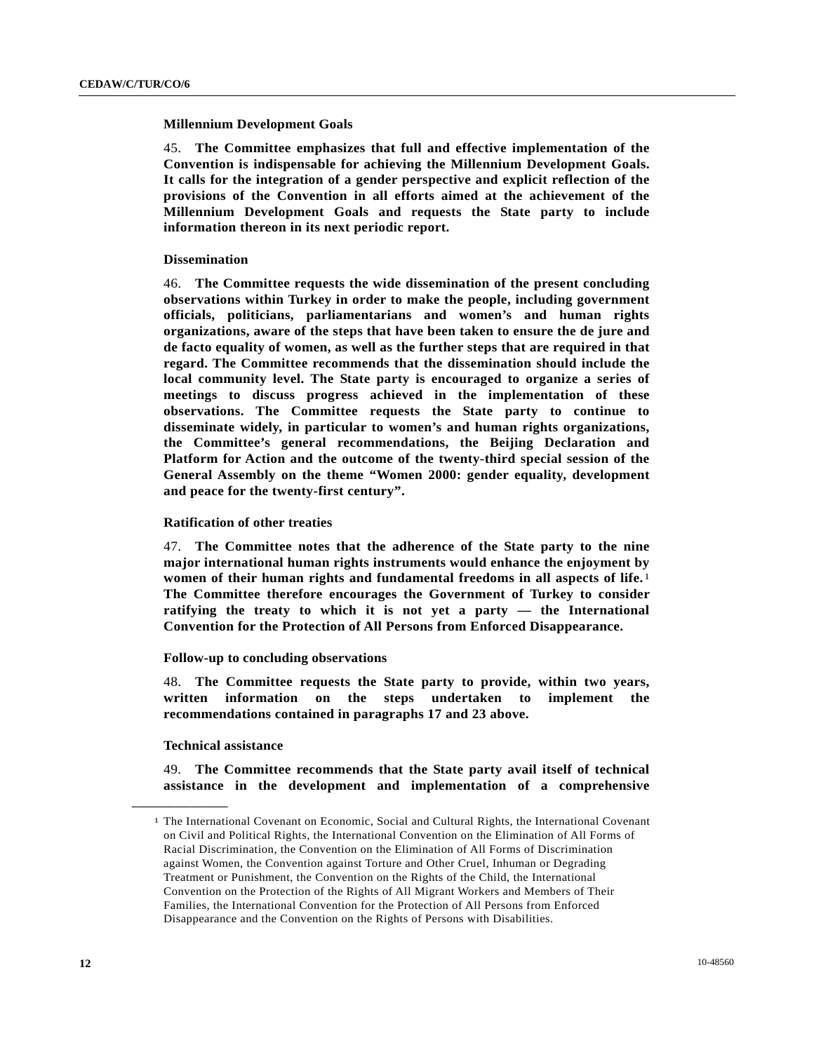**Millennium Development Goals**

45. **The Committee emphasizes that full and effective implementation of the Convention is indispensable for achieving the Millennium Development Goals. It calls for the integration of a gender perspective and explicit reflection of the provisions of the Convention in all efforts aimed at the achievement of the Millennium Development Goals and requests the State party to include information thereon in its next periodic report.**

**Dissemination**

46. **The Committee requests the wide dissemination of the present concluding observations within Turkey in order to make the people, including government officials, politicians, parliamentarians and women's and human rights organizations, aware of the steps that have been taken to ensure the de jure and de facto equality of women, as well as the further steps that are required in that regard. The Committee recommends that the dissemination should include the local community level. The State party is encouraged to organize a series of meetings to discuss progress achieved in the implementation of these observations. The Committee requests the State party to continue to disseminate widely, in particular to women's and human rights organizations, the Committee's general recommendations, the Beijing Declaration and Platform for Action and the outcome of the twenty-third special session of the General Assembly on the theme "Women 2000: gender equality, development and peace for the twenty-first century".**

**Ratification of other treaties**

47. **The Committee notes that the adherence of the State party to the nine major international human rights instruments would enhance the enjoyment by women of their human rights and fundamental freedoms in all aspects of life.**[1] **The Committee therefore encourages the Government of Turkey to consider ratifying the treaty to which it is not yet a party — the International Convention for the Protection of All Persons from Enforced Disappearance.**

**Follow-up to concluding observations**

48. **The Committee requests the State party to provide, within two years, written information on the steps undertaken to implement the recommendations contained in paragraphs 17 and 23 above.**

**Technical assistance**

49. **The Committee recommends that the State party avail itself of technical assistance in the development and implementation of a comprehensive**

---

[1] The International Covenant on Economic, Social and Cultural Rights, the International Covenant on Civil and Political Rights, the International Convention on the Elimination of All Forms of Racial Discrimination, the Convention on the Elimination of All Forms of Discrimination against Women, the Convention against Torture and Other Cruel, Inhuman or Degrading Treatment or Punishment, the Convention on the Rights of the Child, the International Convention on the Protection of the Rights of All Migrant Workers and Members of Their Families, the International Convention for the Protection of All Persons from Enforced Disappearance and the Convention on the Rights of Persons with Disabilities.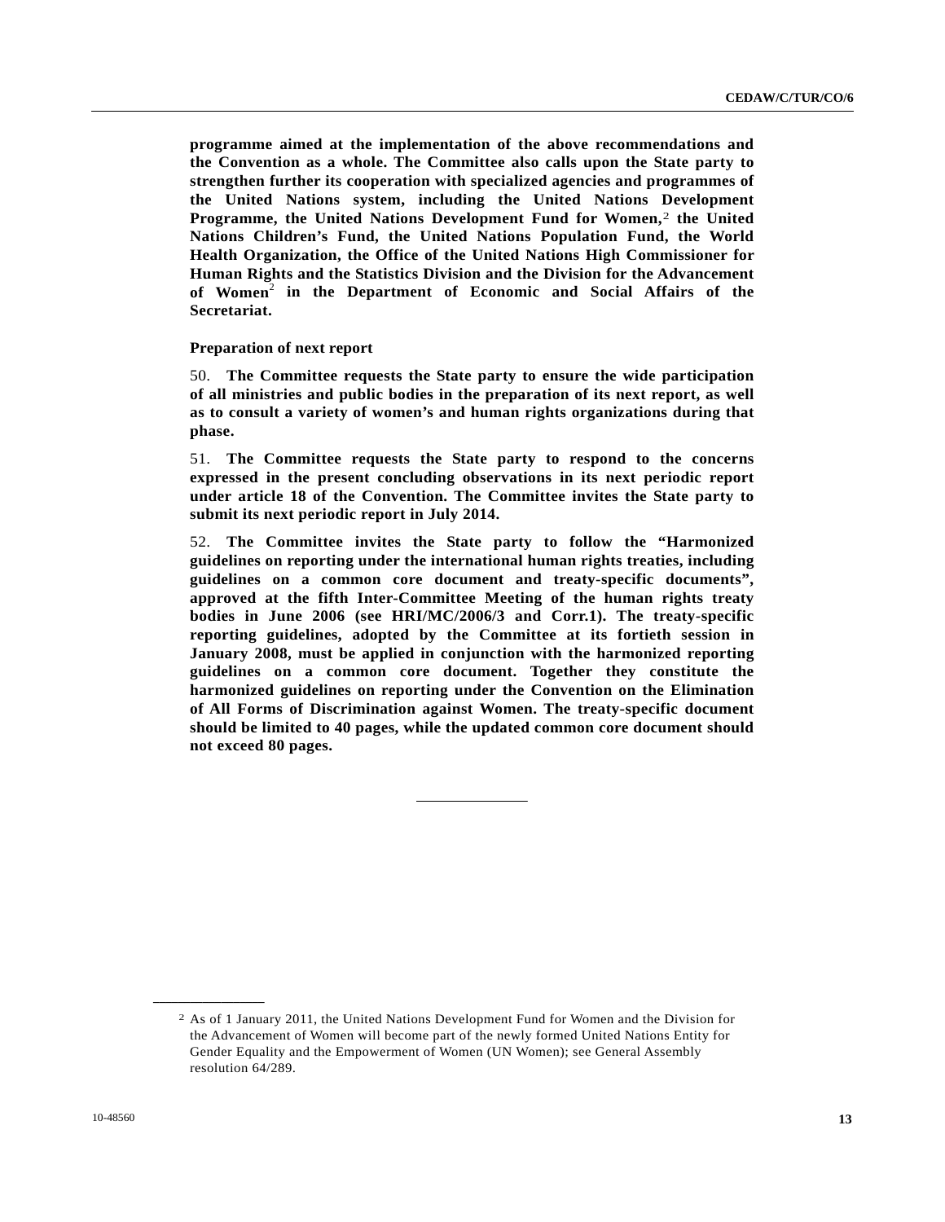**programme aimed at the implementation of the above recommendations and the Convention as a whole. The Committee also calls upon the State party to strengthen further its cooperation with specialized agencies and programmes of the United Nations system, including the United Nations Development Programme, the United Nations Development Fund for Women,[2] the United Nations Children's Fund, the United Nations Population Fund, the World Health Organization, the Office of the United Nations High Commissioner for Human Rights and the Statistics Division and the Division for the Advancement of Women[2] in the Department of Economic and Social Affairs of the Secretariat.**

**Preparation of next report**

50. **The Committee requests the State party to ensure the wide participation of all ministries and public bodies in the preparation of its next report, as well as to consult a variety of women's and human rights organizations during that phase.**

51. **The Committee requests the State party to respond to the concerns expressed in the present concluding observations in its next periodic report under article 18 of the Convention. The Committee invites the State party to submit its next periodic report in July 2014.**

52. **The Committee invites the State party to follow the "Harmonized guidelines on reporting under the international human rights treaties, including guidelines on a common core document and treaty-specific documents", approved at the fifth Inter-Committee Meeting of the human rights treaty bodies in June 2006 (see HRI/MC/2006/3 and Corr.1). The treaty-specific reporting guidelines, adopted by the Committee at its fortieth session in January 2008, must be applied in conjunction with the harmonized reporting guidelines on a common core document. Together they constitute the harmonized guidelines on reporting under the Convention on the Elimination of All Forms of Discrimination against Women. The treaty-specific document should be limited to 40 pages, while the updated common core document should not exceed 80 pages.**

---

[2] As of 1 January 2011, the United Nations Development Fund for Women and the Division for the Advancement of Women will become part of the newly formed United Nations Entity for Gender Equality and the Empowerment of Women (UN Women); see General Assembly resolution 64/289.